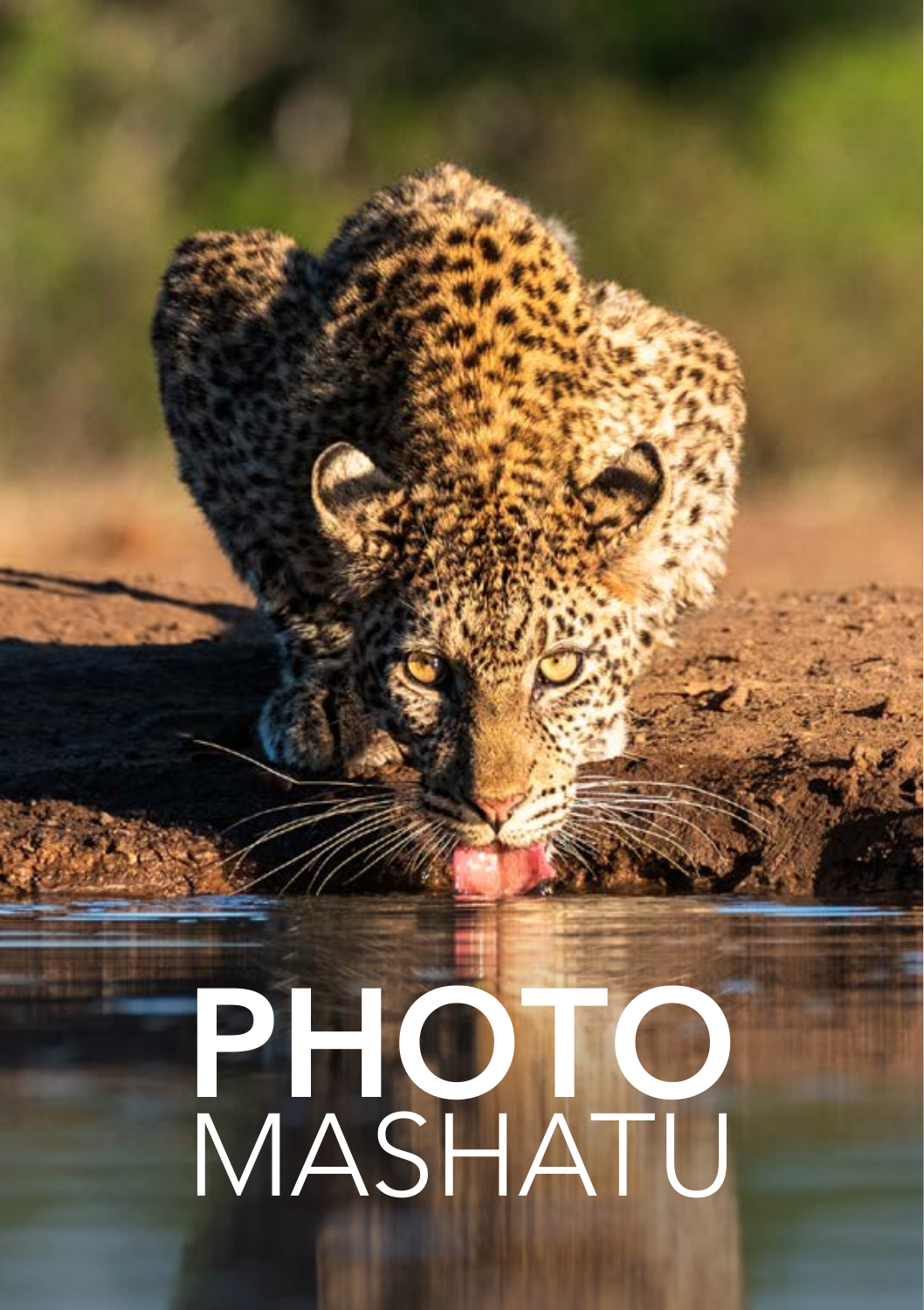# PHOTO MASHATU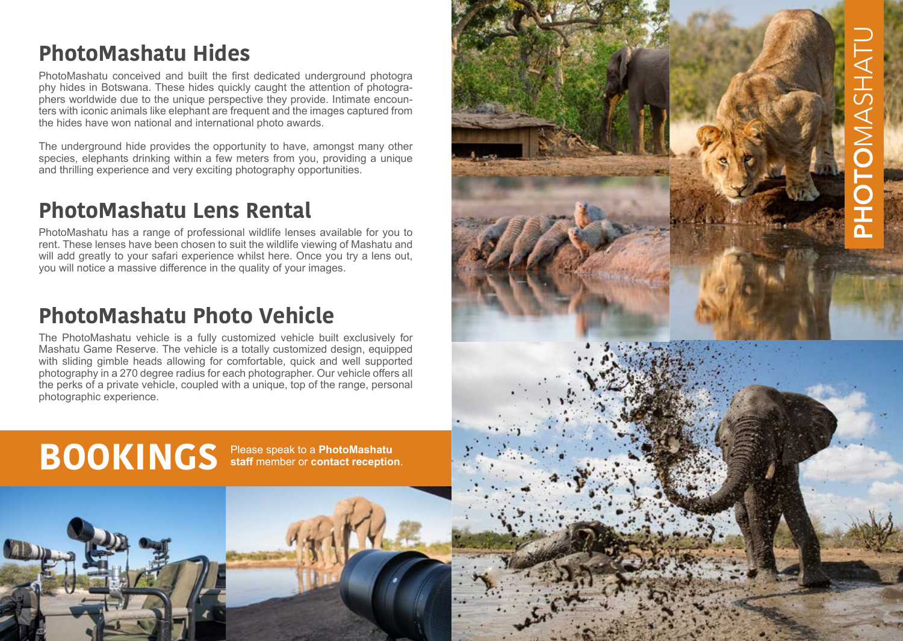## PhotoMashatu Hides

PhotoMashatu conceived and built the first dedicated underground photography hides in Botswana. These hides quickly caught the attention of photographers worldwide due to the unique perspective they provide. Intimate encounters with iconic animals like elephant are frequent and the images captured from the hides have won national and international photo awards.

The underground hide provides the opportunity to have, amongst many other species, elephants drinking within a few meters from you, providing a unique and thrilling experience and very exciting photography opportunities.

## PhotoMashatu Lens Rental

PhotoMashatu has a range of professional wildlife lenses available for you to rent. These lenses have been chosen to suit the wildlife viewing of Mashatu and will add greatly to your safari experience whilst here. Once you try a lens out, you will notice a massive difference in the quality of your images.

## PhotoMashatu Photo Vehicle

The PhotoMashatu vehicle is a fully customized vehicle built exclusively for Mashatu Game Reserve. The vehicle is a totally customized design, equipped with sliding gimble heads allowing for comfortable, quick and well supported photography in a 270 degree radius for each photographer. Our vehicle offers all the perks of a private vehicle, coupled with a unique, top of the range, personal photographic experience.

## BOOKINGS

Please speak to a **PhotoMashatu staff** member or **contact reception**.

PHOTOMASHATU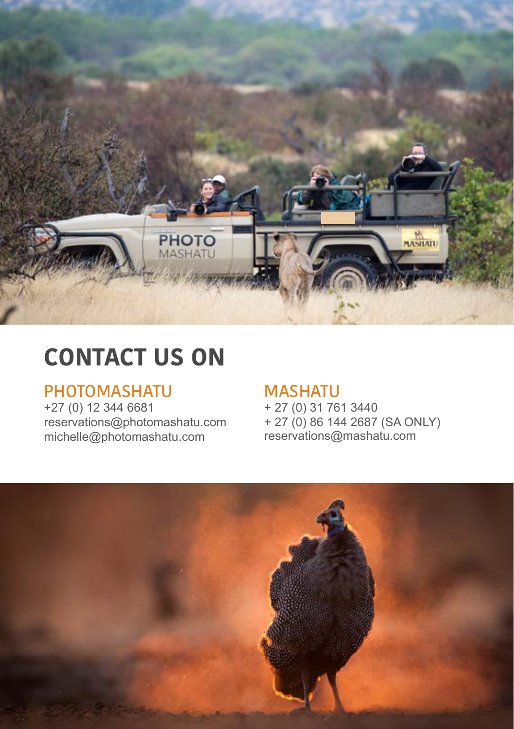# CONTACT US ON

## PHOTOMASHATU

+27 (0) 12 344 6681
reservations@photomashatu.com
michelle@photomashatu.com

## MASHATU

+ 27 (0) 31 761 3440
+ 27 (0) 86 144 2687 (SA ONLY)
reservations@mashatu.com